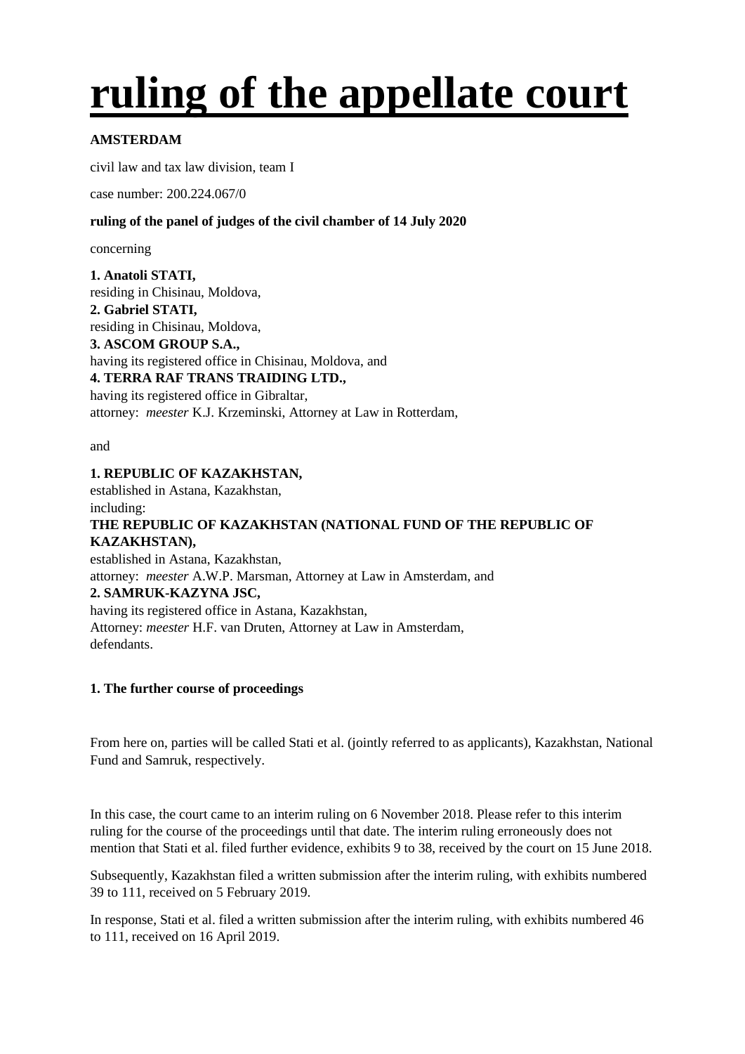# ruling of the appellate court

**AMSTERDAM**

civil law and tax law division, team I

case number: 200.224.067/0

**ruling of the panel of judges of the civil chamber of 14 July 2020**

concerning

**1. Anatoli STATI,**
residing in Chisinau, Moldova,
**2. Gabriel STATI,**
residing in Chisinau, Moldova,
**3. ASCOM GROUP S.A.,**
having its registered office in Chisinau, Moldova, and
**4. TERRA RAF TRANS TRAIDING LTD.,**
having its registered office in Gibraltar,
attorney: *meester* K.J. Krzeminski, Attorney at Law in Rotterdam,

and

**1. REPUBLIC OF KAZAKHSTAN,**
established in Astana, Kazakhstan,
including:
**THE REPUBLIC OF KAZAKHSTAN (NATIONAL FUND OF THE REPUBLIC OF KAZAKHSTAN),**
established in Astana, Kazakhstan,
attorney: *meester* A.W.P. Marsman, Attorney at Law in Amsterdam, and
**2. SAMRUK-KAZYNA JSC,**
having its registered office in Astana, Kazakhstan,
Attorney: *meester* H.F. van Druten, Attorney at Law in Amsterdam,
defendants.

**1. The further course of proceedings**

From here on, parties will be called Stati et al. (jointly referred to as applicants), Kazakhstan, National Fund and Samruk, respectively.

In this case, the court came to an interim ruling on 6 November 2018. Please refer to this interim ruling for the course of the proceedings until that date. The interim ruling erroneously does not mention that Stati et al. filed further evidence, exhibits 9 to 38, received by the court on 15 June 2018.

Subsequently, Kazakhstan filed a written submission after the interim ruling, with exhibits numbered 39 to 111, received on 5 February 2019.

In response, Stati et al. filed a written submission after the interim ruling, with exhibits numbered 46 to 111, received on 16 April 2019.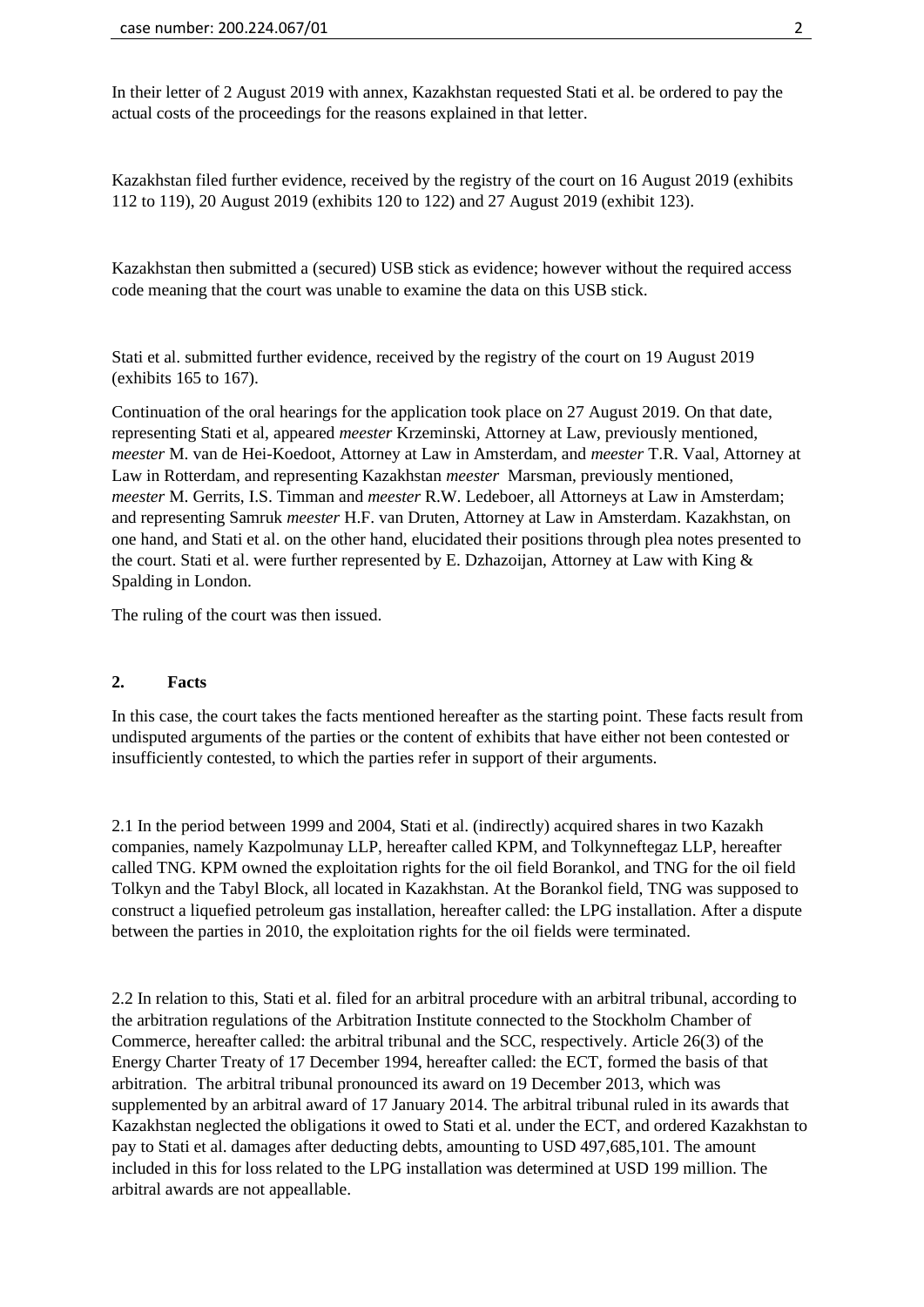In their letter of 2 August 2019 with annex, Kazakhstan requested Stati et al. be ordered to pay the actual costs of the proceedings for the reasons explained in that letter.

Kazakhstan filed further evidence, received by the registry of the court on 16 August 2019 (exhibits 112 to 119), 20 August 2019 (exhibits 120 to 122) and 27 August 2019 (exhibit 123).

Kazakhstan then submitted a (secured) USB stick as evidence; however without the required access code meaning that the court was unable to examine the data on this USB stick.

Stati et al. submitted further evidence, received by the registry of the court on 19 August 2019 (exhibits 165 to 167).

Continuation of the oral hearings for the application took place on 27 August 2019. On that date, representing Stati et al, appeared *meester* Krzeminski, Attorney at Law, previously mentioned, *meester* M. van de Hei-Koedoot, Attorney at Law in Amsterdam, and *meester* T.R. Vaal, Attorney at Law in Rotterdam, and representing Kazakhstan *meester* Marsman, previously mentioned, *meester* M. Gerrits, I.S. Timman and *meester* R.W. Ledeboer, all Attorneys at Law in Amsterdam; and representing Samruk *meester* H.F. van Druten, Attorney at Law in Amsterdam. Kazakhstan, on one hand, and Stati et al. on the other hand, elucidated their positions through plea notes presented to the court. Stati et al. were further represented by E. Dzhazoijan, Attorney at Law with King & Spalding in London.

The ruling of the court was then issued.

## 2. Facts

In this case, the court takes the facts mentioned hereafter as the starting point. These facts result from undisputed arguments of the parties or the content of exhibits that have either not been contested or insufficiently contested, to which the parties refer in support of their arguments.

2.1 In the period between 1999 and 2004, Stati et al. (indirectly) acquired shares in two Kazakh companies, namely Kazpolmunay LLP, hereafter called KPM, and Tolkynneftegaz LLP, hereafter called TNG. KPM owned the exploitation rights for the oil field Borankol, and TNG for the oil field Tolkyn and the Tabyl Block, all located in Kazakhstan. At the Borankol field, TNG was supposed to construct a liquefied petroleum gas installation, hereafter called: the LPG installation. After a dispute between the parties in 2010, the exploitation rights for the oil fields were terminated.

2.2 In relation to this, Stati et al. filed for an arbitral procedure with an arbitral tribunal, according to the arbitration regulations of the Arbitration Institute connected to the Stockholm Chamber of Commerce, hereafter called: the arbitral tribunal and the SCC, respectively. Article 26(3) of the Energy Charter Treaty of 17 December 1994, hereafter called: the ECT, formed the basis of that arbitration. The arbitral tribunal pronounced its award on 19 December 2013, which was supplemented by an arbitral award of 17 January 2014. The arbitral tribunal ruled in its awards that Kazakhstan neglected the obligations it owed to Stati et al. under the ECT, and ordered Kazakhstan to pay to Stati et al. damages after deducting debts, amounting to USD 497,685,101. The amount included in this for loss related to the LPG installation was determined at USD 199 million. The arbitral awards are not appeallable.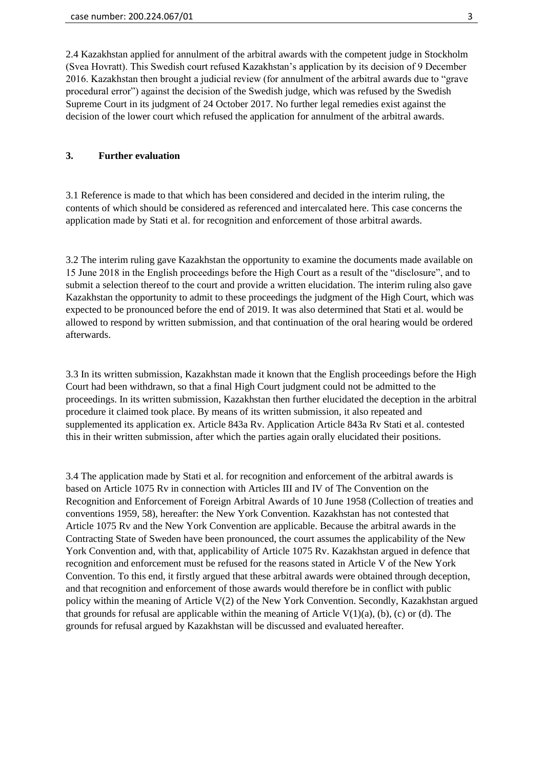2.4 Kazakhstan applied for annulment of the arbitral awards with the competent judge in Stockholm (Svea Hovratt). This Swedish court refused Kazakhstan's application by its decision of 9 December 2016. Kazakhstan then brought a judicial review (for annulment of the arbitral awards due to "grave procedural error") against the decision of the Swedish judge, which was refused by the Swedish Supreme Court in its judgment of 24 October 2017. No further legal remedies exist against the decision of the lower court which refused the application for annulment of the arbitral awards.

## 3. Further evaluation

3.1 Reference is made to that which has been considered and decided in the interim ruling, the contents of which should be considered as referenced and intercalated here. This case concerns the application made by Stati et al. for recognition and enforcement of those arbitral awards.

3.2 The interim ruling gave Kazakhstan the opportunity to examine the documents made available on 15 June 2018 in the English proceedings before the High Court as a result of the "disclosure", and to submit a selection thereof to the court and provide a written elucidation. The interim ruling also gave Kazakhstan the opportunity to admit to these proceedings the judgment of the High Court, which was expected to be pronounced before the end of 2019. It was also determined that Stati et al. would be allowed to respond by written submission, and that continuation of the oral hearing would be ordered afterwards.

3.3 In its written submission, Kazakhstan made it known that the English proceedings before the High Court had been withdrawn, so that a final High Court judgment could not be admitted to the proceedings. In its written submission, Kazakhstan then further elucidated the deception in the arbitral procedure it claimed took place. By means of its written submission, it also repeated and supplemented its application ex. Article 843a Rv. Application Article 843a Rv Stati et al. contested this in their written submission, after which the parties again orally elucidated their positions.

3.4 The application made by Stati et al. for recognition and enforcement of the arbitral awards is based on Article 1075 Rv in connection with Articles III and IV of The Convention on the Recognition and Enforcement of Foreign Arbitral Awards of 10 June 1958 (Collection of treaties and conventions 1959, 58), hereafter: the New York Convention. Kazakhstan has not contested that Article 1075 Rv and the New York Convention are applicable. Because the arbitral awards in the Contracting State of Sweden have been pronounced, the court assumes the applicability of the New York Convention and, with that, applicability of Article 1075 Rv. Kazakhstan argued in defence that recognition and enforcement must be refused for the reasons stated in Article V of the New York Convention. To this end, it firstly argued that these arbitral awards were obtained through deception, and that recognition and enforcement of those awards would therefore be in conflict with public policy within the meaning of Article V(2) of the New York Convention. Secondly, Kazakhstan argued that grounds for refusal are applicable within the meaning of Article V(1)(a), (b), (c) or (d). The grounds for refusal argued by Kazakhstan will be discussed and evaluated hereafter.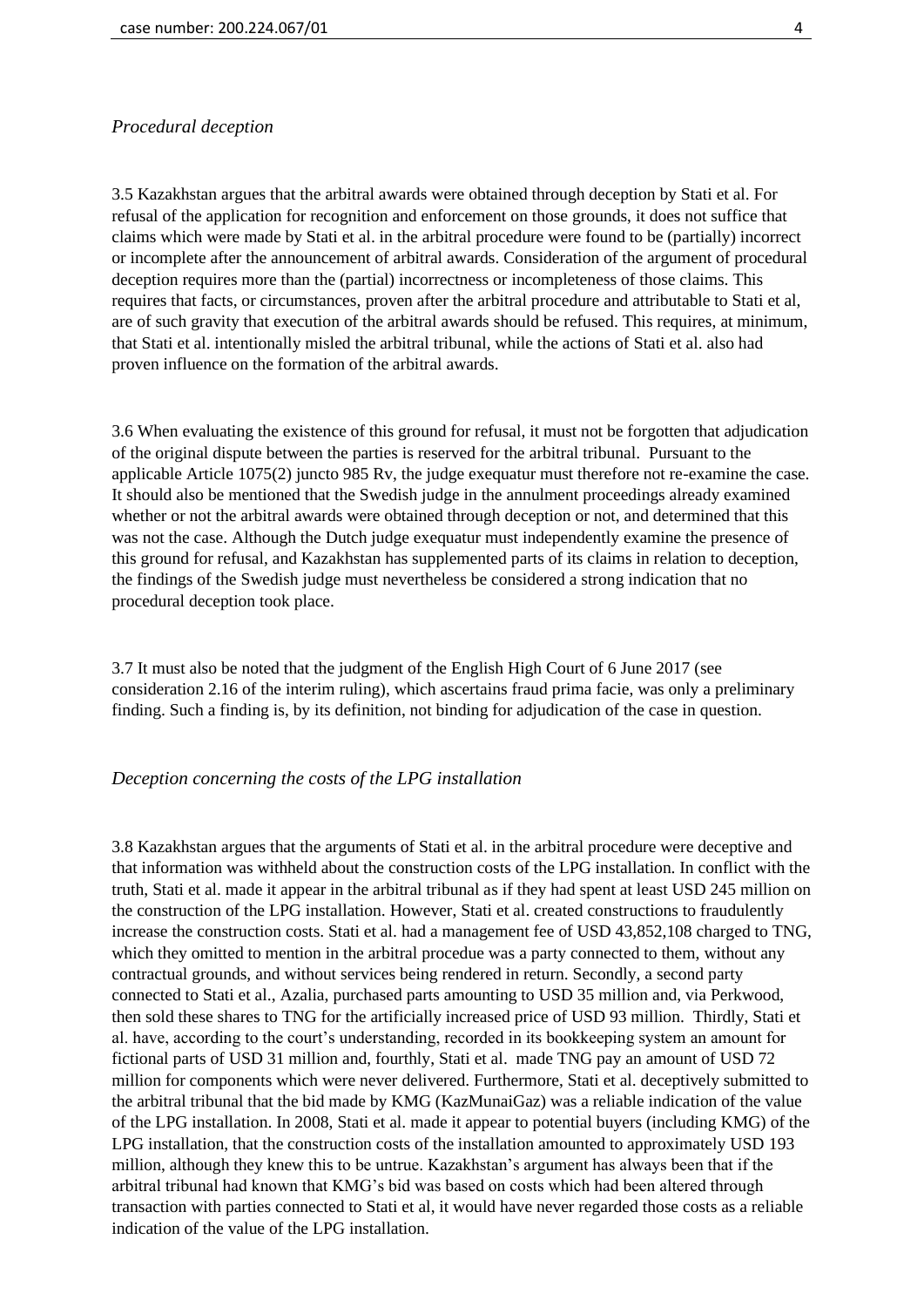*Procedural deception*

3.5 Kazakhstan argues that the arbitral awards were obtained through deception by Stati et al. For refusal of the application for recognition and enforcement on those grounds, it does not suffice that claims which were made by Stati et al. in the arbitral procedure were found to be (partially) incorrect or incomplete after the announcement of arbitral awards. Consideration of the argument of procedural deception requires more than the (partial) incorrectness or incompleteness of those claims. This requires that facts, or circumstances, proven after the arbitral procedure and attributable to Stati et al, are of such gravity that execution of the arbitral awards should be refused. This requires, at minimum, that Stati et al. intentionally misled the arbitral tribunal, while the actions of Stati et al. also had proven influence on the formation of the arbitral awards.

3.6 When evaluating the existence of this ground for refusal, it must not be forgotten that adjudication of the original dispute between the parties is reserved for the arbitral tribunal. Pursuant to the applicable Article 1075(2) juncto 985 Rv, the judge exequatur must therefore not re-examine the case. It should also be mentioned that the Swedish judge in the annulment proceedings already examined whether or not the arbitral awards were obtained through deception or not, and determined that this was not the case. Although the Dutch judge exequatur must independently examine the presence of this ground for refusal, and Kazakhstan has supplemented parts of its claims in relation to deception, the findings of the Swedish judge must nevertheless be considered a strong indication that no procedural deception took place.

3.7 It must also be noted that the judgment of the English High Court of 6 June 2017 (see consideration 2.16 of the interim ruling), which ascertains fraud prima facie, was only a preliminary finding. Such a finding is, by its definition, not binding for adjudication of the case in question.

*Deception concerning the costs of the LPG installation*

3.8 Kazakhstan argues that the arguments of Stati et al. in the arbitral procedure were deceptive and that information was withheld about the construction costs of the LPG installation. In conflict with the truth, Stati et al. made it appear in the arbitral tribunal as if they had spent at least USD 245 million on the construction of the LPG installation. However, Stati et al. created constructions to fraudulently increase the construction costs. Stati et al. had a management fee of USD 43,852,108 charged to TNG, which they omitted to mention in the arbitral procedue was a party connected to them, without any contractual grounds, and without services being rendered in return. Secondly, a second party connected to Stati et al., Azalia, purchased parts amounting to USD 35 million and, via Perkwood, then sold these shares to TNG for the artificially increased price of USD 93 million. Thirdly, Stati et al. have, according to the court's understanding, recorded in its bookkeeping system an amount for fictional parts of USD 31 million and, fourthly, Stati et al. made TNG pay an amount of USD 72 million for components which were never delivered. Furthermore, Stati et al. deceptively submitted to the arbitral tribunal that the bid made by KMG (KazMunaiGaz) was a reliable indication of the value of the LPG installation. In 2008, Stati et al. made it appear to potential buyers (including KMG) of the LPG installation, that the construction costs of the installation amounted to approximately USD 193 million, although they knew this to be untrue. Kazakhstan's argument has always been that if the arbitral tribunal had known that KMG's bid was based on costs which had been altered through transaction with parties connected to Stati et al, it would have never regarded those costs as a reliable indication of the value of the LPG installation.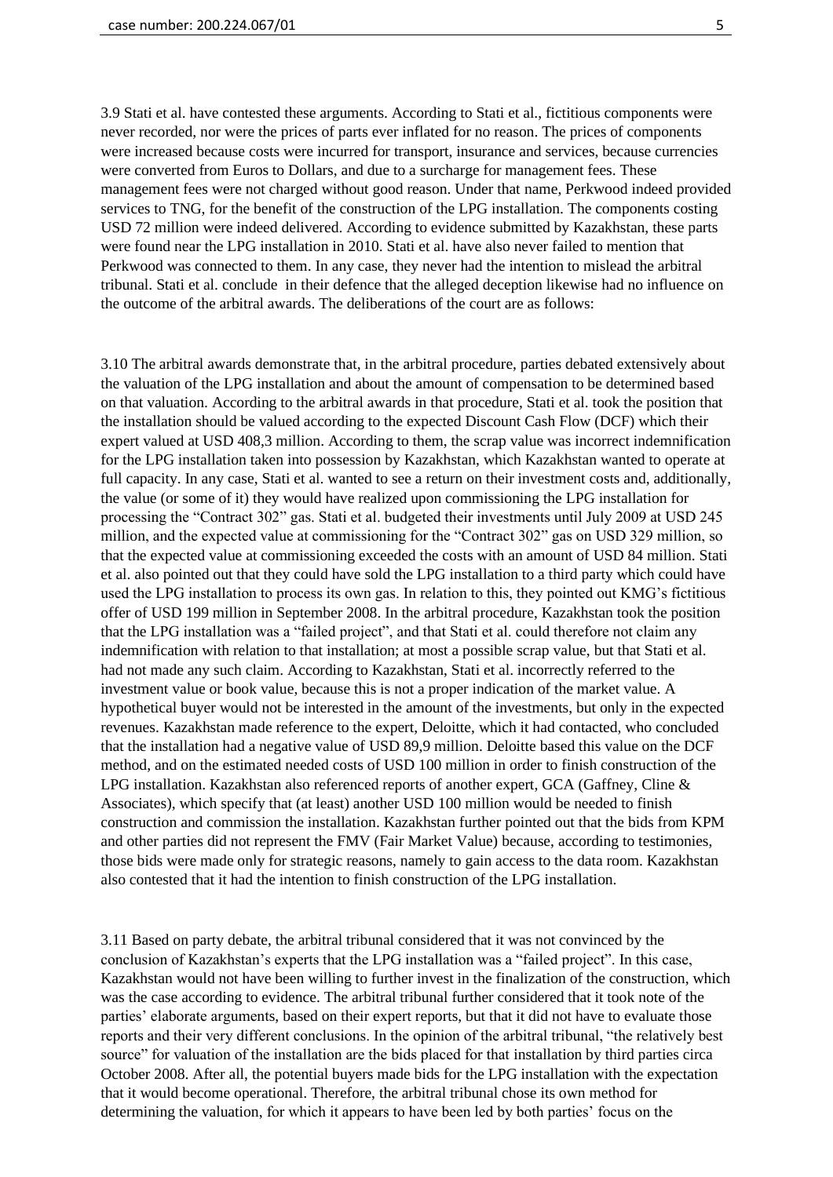3.9 Stati et al. have contested these arguments. According to Stati et al., fictitious components were never recorded, nor were the prices of parts ever inflated for no reason. The prices of components were increased because costs were incurred for transport, insurance and services, because currencies were converted from Euros to Dollars, and due to a surcharge for management fees. These management fees were not charged without good reason. Under that name, Perkwood indeed provided services to TNG, for the benefit of the construction of the LPG installation. The components costing USD 72 million were indeed delivered. According to evidence submitted by Kazakhstan, these parts were found near the LPG installation in 2010. Stati et al. have also never failed to mention that Perkwood was connected to them. In any case, they never had the intention to mislead the arbitral tribunal. Stati et al. conclude in their defence that the alleged deception likewise had no influence on the outcome of the arbitral awards. The deliberations of the court are as follows:

3.10 The arbitral awards demonstrate that, in the arbitral procedure, parties debated extensively about the valuation of the LPG installation and about the amount of compensation to be determined based on that valuation. According to the arbitral awards in that procedure, Stati et al. took the position that the installation should be valued according to the expected Discount Cash Flow (DCF) which their expert valued at USD 408,3 million. According to them, the scrap value was incorrect indemnification for the LPG installation taken into possession by Kazakhstan, which Kazakhstan wanted to operate at full capacity. In any case, Stati et al. wanted to see a return on their investment costs and, additionally, the value (or some of it) they would have realized upon commissioning the LPG installation for processing the "Contract 302" gas. Stati et al. budgeted their investments until July 2009 at USD 245 million, and the expected value at commissioning for the "Contract 302" gas on USD 329 million, so that the expected value at commissioning exceeded the costs with an amount of USD 84 million. Stati et al. also pointed out that they could have sold the LPG installation to a third party which could have used the LPG installation to process its own gas. In relation to this, they pointed out KMG's fictitious offer of USD 199 million in September 2008. In the arbitral procedure, Kazakhstan took the position that the LPG installation was a "failed project", and that Stati et al. could therefore not claim any indemnification with relation to that installation; at most a possible scrap value, but that Stati et al. had not made any such claim. According to Kazakhstan, Stati et al. incorrectly referred to the investment value or book value, because this is not a proper indication of the market value. A hypothetical buyer would not be interested in the amount of the investments, but only in the expected revenues. Kazakhstan made reference to the expert, Deloitte, which it had contacted, who concluded that the installation had a negative value of USD 89,9 million. Deloitte based this value on the DCF method, and on the estimated needed costs of USD 100 million in order to finish construction of the LPG installation. Kazakhstan also referenced reports of another expert, GCA (Gaffney, Cline & Associates), which specify that (at least) another USD 100 million would be needed to finish construction and commission the installation. Kazakhstan further pointed out that the bids from KPM and other parties did not represent the FMV (Fair Market Value) because, according to testimonies, those bids were made only for strategic reasons, namely to gain access to the data room. Kazakhstan also contested that it had the intention to finish construction of the LPG installation.

3.11 Based on party debate, the arbitral tribunal considered that it was not convinced by the conclusion of Kazakhstan's experts that the LPG installation was a "failed project". In this case, Kazakhstan would not have been willing to further invest in the finalization of the construction, which was the case according to evidence. The arbitral tribunal further considered that it took note of the parties' elaborate arguments, based on their expert reports, but that it did not have to evaluate those reports and their very different conclusions. In the opinion of the arbitral tribunal, "the relatively best source" for valuation of the installation are the bids placed for that installation by third parties circa October 2008. After all, the potential buyers made bids for the LPG installation with the expectation that it would become operational. Therefore, the arbitral tribunal chose its own method for determining the valuation, for which it appears to have been led by both parties' focus on the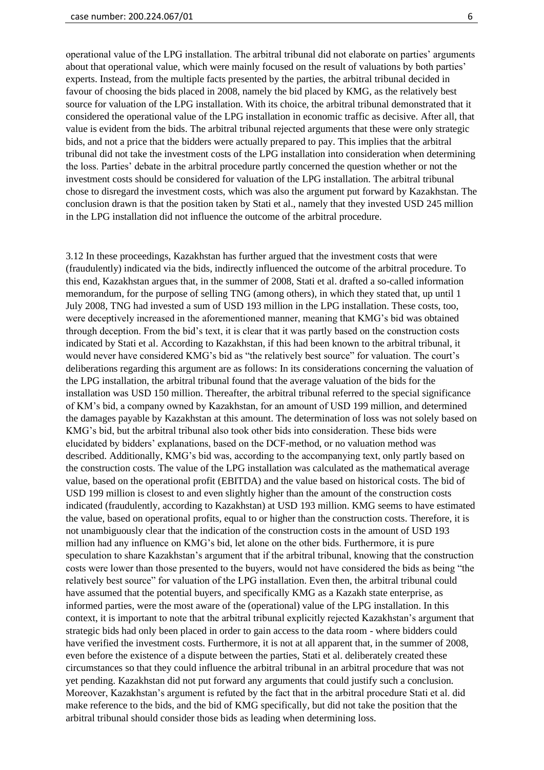operational value of the LPG installation. The arbitral tribunal did not elaborate on parties' arguments about that operational value, which were mainly focused on the result of valuations by both parties' experts. Instead, from the multiple facts presented by the parties, the arbitral tribunal decided in favour of choosing the bids placed in 2008, namely the bid placed by KMG, as the relatively best source for valuation of the LPG installation. With its choice, the arbitral tribunal demonstrated that it considered the operational value of the LPG installation in economic traffic as decisive. After all, that value is evident from the bids. The arbitral tribunal rejected arguments that these were only strategic bids, and not a price that the bidders were actually prepared to pay. This implies that the arbitral tribunal did not take the investment costs of the LPG installation into consideration when determining the loss. Parties' debate in the arbitral procedure partly concerned the question whether or not the investment costs should be considered for valuation of the LPG installation. The arbitral tribunal chose to disregard the investment costs, which was also the argument put forward by Kazakhstan. The conclusion drawn is that the position taken by Stati et al., namely that they invested USD 245 million in the LPG installation did not influence the outcome of the arbitral procedure.

3.12 In these proceedings, Kazakhstan has further argued that the investment costs that were (fraudulently) indicated via the bids, indirectly influenced the outcome of the arbitral procedure. To this end, Kazakhstan argues that, in the summer of 2008, Stati et al. drafted a so-called information memorandum, for the purpose of selling TNG (among others), in which they stated that, up until 1 July 2008, TNG had invested a sum of USD 193 million in the LPG installation. These costs, too, were deceptively increased in the aforementioned manner, meaning that KMG's bid was obtained through deception. From the bid's text, it is clear that it was partly based on the construction costs indicated by Stati et al. According to Kazakhstan, if this had been known to the arbitral tribunal, it would never have considered KMG's bid as "the relatively best source" for valuation. The court's deliberations regarding this argument are as follows: In its considerations concerning the valuation of the LPG installation, the arbitral tribunal found that the average valuation of the bids for the installation was USD 150 million. Thereafter, the arbitral tribunal referred to the special significance of KM's bid, a company owned by Kazakhstan, for an amount of USD 199 million, and determined the damages payable by Kazakhstan at this amount. The determination of loss was not solely based on KMG's bid, but the arbitral tribunal also took other bids into consideration. These bids were elucidated by bidders' explanations, based on the DCF-method, or no valuation method was described. Additionally, KMG's bid was, according to the accompanying text, only partly based on the construction costs. The value of the LPG installation was calculated as the mathematical average value, based on the operational profit (EBITDA) and the value based on historical costs. The bid of USD 199 million is closest to and even slightly higher than the amount of the construction costs indicated (fraudulently, according to Kazakhstan) at USD 193 million. KMG seems to have estimated the value, based on operational profits, equal to or higher than the construction costs. Therefore, it is not unambiguously clear that the indication of the construction costs in the amount of USD 193 million had any influence on KMG's bid, let alone on the other bids. Furthermore, it is pure speculation to share Kazakhstan's argument that if the arbitral tribunal, knowing that the construction costs were lower than those presented to the buyers, would not have considered the bids as being "the relatively best source" for valuation of the LPG installation. Even then, the arbitral tribunal could have assumed that the potential buyers, and specifically KMG as a Kazakh state enterprise, as informed parties, were the most aware of the (operational) value of the LPG installation. In this context, it is important to note that the arbitral tribunal explicitly rejected Kazakhstan's argument that strategic bids had only been placed in order to gain access to the data room - where bidders could have verified the investment costs. Furthermore, it is not at all apparent that, in the summer of 2008, even before the existence of a dispute between the parties, Stati et al. deliberately created these circumstances so that they could influence the arbitral tribunal in an arbitral procedure that was not yet pending. Kazakhstan did not put forward any arguments that could justify such a conclusion. Moreover, Kazakhstan's argument is refuted by the fact that in the arbitral procedure Stati et al. did make reference to the bids, and the bid of KMG specifically, but did not take the position that the arbitral tribunal should consider those bids as leading when determining loss.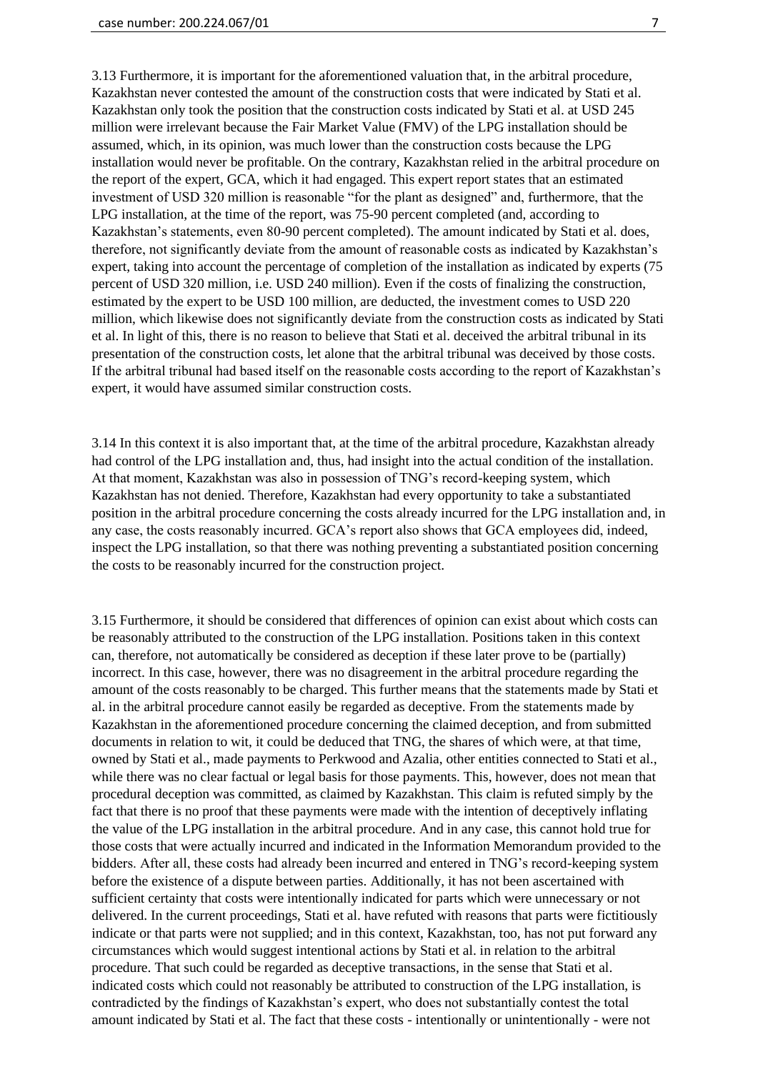3.13 Furthermore, it is important for the aforementioned valuation that, in the arbitral procedure, Kazakhstan never contested the amount of the construction costs that were indicated by Stati et al. Kazakhstan only took the position that the construction costs indicated by Stati et al. at USD 245 million were irrelevant because the Fair Market Value (FMV) of the LPG installation should be assumed, which, in its opinion, was much lower than the construction costs because the LPG installation would never be profitable. On the contrary, Kazakhstan relied in the arbitral procedure on the report of the expert, GCA, which it had engaged. This expert report states that an estimated investment of USD 320 million is reasonable "for the plant as designed" and, furthermore, that the LPG installation, at the time of the report, was 75-90 percent completed (and, according to Kazakhstan's statements, even 80-90 percent completed). The amount indicated by Stati et al. does, therefore, not significantly deviate from the amount of reasonable costs as indicated by Kazakhstan's expert, taking into account the percentage of completion of the installation as indicated by experts (75 percent of USD 320 million, i.e. USD 240 million). Even if the costs of finalizing the construction, estimated by the expert to be USD 100 million, are deducted, the investment comes to USD 220 million, which likewise does not significantly deviate from the construction costs as indicated by Stati et al. In light of this, there is no reason to believe that Stati et al. deceived the arbitral tribunal in its presentation of the construction costs, let alone that the arbitral tribunal was deceived by those costs. If the arbitral tribunal had based itself on the reasonable costs according to the report of Kazakhstan's expert, it would have assumed similar construction costs.

3.14 In this context it is also important that, at the time of the arbitral procedure, Kazakhstan already had control of the LPG installation and, thus, had insight into the actual condition of the installation. At that moment, Kazakhstan was also in possession of TNG's record-keeping system, which Kazakhstan has not denied. Therefore, Kazakhstan had every opportunity to take a substantiated position in the arbitral procedure concerning the costs already incurred for the LPG installation and, in any case, the costs reasonably incurred. GCA's report also shows that GCA employees did, indeed, inspect the LPG installation, so that there was nothing preventing a substantiated position concerning the costs to be reasonably incurred for the construction project.

3.15 Furthermore, it should be considered that differences of opinion can exist about which costs can be reasonably attributed to the construction of the LPG installation. Positions taken in this context can, therefore, not automatically be considered as deception if these later prove to be (partially) incorrect. In this case, however, there was no disagreement in the arbitral procedure regarding the amount of the costs reasonably to be charged. This further means that the statements made by Stati et al. in the arbitral procedure cannot easily be regarded as deceptive. From the statements made by Kazakhstan in the aforementioned procedure concerning the claimed deception, and from submitted documents in relation to wit, it could be deduced that TNG, the shares of which were, at that time, owned by Stati et al., made payments to Perkwood and Azalia, other entities connected to Stati et al., while there was no clear factual or legal basis for those payments. This, however, does not mean that procedural deception was committed, as claimed by Kazakhstan. This claim is refuted simply by the fact that there is no proof that these payments were made with the intention of deceptively inflating the value of the LPG installation in the arbitral procedure. And in any case, this cannot hold true for those costs that were actually incurred and indicated in the Information Memorandum provided to the bidders. After all, these costs had already been incurred and entered in TNG's record-keeping system before the existence of a dispute between parties. Additionally, it has not been ascertained with sufficient certainty that costs were intentionally indicated for parts which were unnecessary or not delivered. In the current proceedings, Stati et al. have refuted with reasons that parts were fictitiously indicate or that parts were not supplied; and in this context, Kazakhstan, too, has not put forward any circumstances which would suggest intentional actions by Stati et al. in relation to the arbitral procedure. That such could be regarded as deceptive transactions, in the sense that Stati et al. indicated costs which could not reasonably be attributed to construction of the LPG installation, is contradicted by the findings of Kazakhstan's expert, who does not substantially contest the total amount indicated by Stati et al. The fact that these costs - intentionally or unintentionally - were not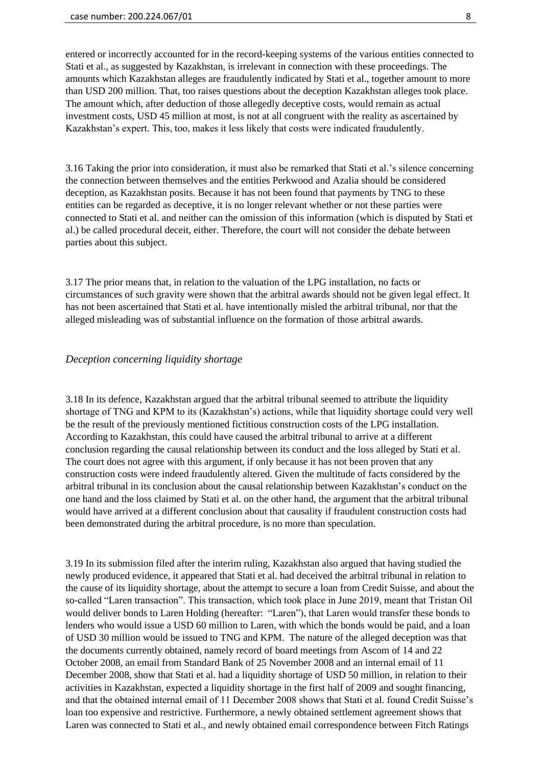entered or incorrectly accounted for in the record-keeping systems of the various entities connected to Stati et al., as suggested by Kazakhstan, is irrelevant in connection with these proceedings. The amounts which Kazakhstan alleges are fraudulently indicated by Stati et al., together amount to more than USD 200 million. That, too raises questions about the deception Kazakhstan alleges took place. The amount which, after deduction of those allegedly deceptive costs, would remain as actual investment costs, USD 45 million at most, is not at all congruent with the reality as ascertained by Kazakhstan's expert. This, too, makes it less likely that costs were indicated fraudulently.

3.16 Taking the prior into consideration, it must also be remarked that Stati et al.'s silence concerning the connection between themselves and the entities Perkwood and Azalia should be considered deception, as Kazakhstan posits. Because it has not been found that payments by TNG to these entities can be regarded as deceptive, it is no longer relevant whether or not these parties were connected to Stati et al. and neither can the omission of this information (which is disputed by Stati et al.) be called procedural deceit, either. Therefore, the court will not consider the debate between parties about this subject.

3.17 The prior means that, in relation to the valuation of the LPG installation, no facts or circumstances of such gravity were shown that the arbitral awards should not be given legal effect. It has not been ascertained that Stati et al. have intentionally misled the arbitral tribunal, nor that the alleged misleading was of substantial influence on the formation of those arbitral awards.

*Deception concerning liquidity shortage*

3.18 In its defence, Kazakhstan argued that the arbitral tribunal seemed to attribute the liquidity shortage of TNG and KPM to its (Kazakhstan's) actions, while that liquidity shortage could very well be the result of the previously mentioned fictitious construction costs of the LPG installation. According to Kazakhstan, this could have caused the arbitral tribunal to arrive at a different conclusion regarding the causal relationship between its conduct and the loss alleged by Stati et al. The court does not agree with this argument, if only because it has not been proven that any construction costs were indeed fraudulently altered. Given the multitude of facts considered by the arbitral tribunal in its conclusion about the causal relationship between Kazakhstan's conduct on the one hand and the loss claimed by Stati et al. on the other hand, the argument that the arbitral tribunal would have arrived at a different conclusion about that causality if fraudulent construction costs had been demonstrated during the arbitral procedure, is no more than speculation.

3.19 In its submission filed after the interim ruling, Kazakhstan also argued that having studied the newly produced evidence, it appeared that Stati et al. had deceived the arbitral tribunal in relation to the cause of its liquidity shortage, about the attempt to secure a loan from Credit Suisse, and about the so-called "Laren transaction". This transaction, which took place in June 2019, meant that Tristan Oil would deliver bonds to Laren Holding (hereafter: "Laren"), that Laren would transfer these bonds to lenders who would issue a USD 60 million to Laren, with which the bonds would be paid, and a loan of USD 30 million would be issued to TNG and KPM. The nature of the alleged deception was that the documents currently obtained, namely record of board meetings from Ascom of 14 and 22 October 2008, an email from Standard Bank of 25 November 2008 and an internal email of 11 December 2008, show that Stati et al. had a liquidity shortage of USD 50 million, in relation to their activities in Kazakhstan, expected a liquidity shortage in the first half of 2009 and sought financing, and that the obtained internal email of 11 December 2008 shows that Stati et al. found Credit Suisse's loan too expensive and restrictive. Furthermore, a newly obtained settlement agreement shows that Laren was connected to Stati et al., and newly obtained email correspondence between Fitch Ratings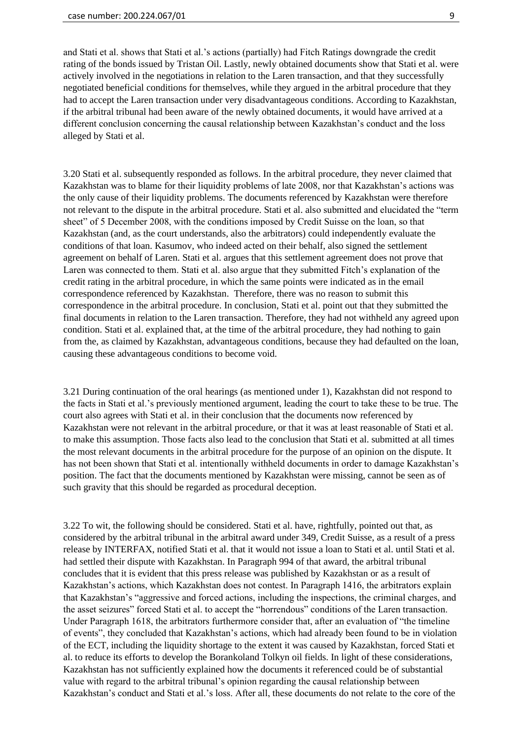and Stati et al. shows that Stati et al.'s actions (partially) had Fitch Ratings downgrade the credit rating of the bonds issued by Tristan Oil. Lastly, newly obtained documents show that Stati et al. were actively involved in the negotiations in relation to the Laren transaction, and that they successfully negotiated beneficial conditions for themselves, while they argued in the arbitral procedure that they had to accept the Laren transaction under very disadvantageous conditions. According to Kazakhstan, if the arbitral tribunal had been aware of the newly obtained documents, it would have arrived at a different conclusion concerning the causal relationship between Kazakhstan's conduct and the loss alleged by Stati et al.

3.20 Stati et al. subsequently responded as follows. In the arbitral procedure, they never claimed that Kazakhstan was to blame for their liquidity problems of late 2008, nor that Kazakhstan's actions was the only cause of their liquidity problems. The documents referenced by Kazakhstan were therefore not relevant to the dispute in the arbitral procedure. Stati et al. also submitted and elucidated the "term sheet" of 5 December 2008, with the conditions imposed by Credit Suisse on the loan, so that Kazakhstan (and, as the court understands, also the arbitrators) could independently evaluate the conditions of that loan. Kasumov, who indeed acted on their behalf, also signed the settlement agreement on behalf of Laren. Stati et al. argues that this settlement agreement does not prove that Laren was connected to them. Stati et al. also argue that they submitted Fitch's explanation of the credit rating in the arbitral procedure, in which the same points were indicated as in the email correspondence referenced by Kazakhstan. Therefore, there was no reason to submit this correspondence in the arbitral procedure. In conclusion, Stati et al. point out that they submitted the final documents in relation to the Laren transaction. Therefore, they had not withheld any agreed upon condition. Stati et al. explained that, at the time of the arbitral procedure, they had nothing to gain from the, as claimed by Kazakhstan, advantageous conditions, because they had defaulted on the loan, causing these advantageous conditions to become void.

3.21 During continuation of the oral hearings (as mentioned under 1), Kazakhstan did not respond to the facts in Stati et al.'s previously mentioned argument, leading the court to take these to be true. The court also agrees with Stati et al. in their conclusion that the documents now referenced by Kazakhstan were not relevant in the arbitral procedure, or that it was at least reasonable of Stati et al. to make this assumption. Those facts also lead to the conclusion that Stati et al. submitted at all times the most relevant documents in the arbitral procedure for the purpose of an opinion on the dispute. It has not been shown that Stati et al. intentionally withheld documents in order to damage Kazakhstan's position. The fact that the documents mentioned by Kazakhstan were missing, cannot be seen as of such gravity that this should be regarded as procedural deception.

3.22 To wit, the following should be considered. Stati et al. have, rightfully, pointed out that, as considered by the arbitral tribunal in the arbitral award under 349, Credit Suisse, as a result of a press release by INTERFAX, notified Stati et al. that it would not issue a loan to Stati et al. until Stati et al. had settled their dispute with Kazakhstan. In Paragraph 994 of that award, the arbitral tribunal concludes that it is evident that this press release was published by Kazakhstan or as a result of Kazakhstan's actions, which Kazakhstan does not contest. In Paragraph 1416, the arbitrators explain that Kazakhstan's "aggressive and forced actions, including the inspections, the criminal charges, and the asset seizures" forced Stati et al. to accept the "horrendous" conditions of the Laren transaction. Under Paragraph 1618, the arbitrators furthermore consider that, after an evaluation of "the timeline of events", they concluded that Kazakhstan's actions, which had already been found to be in violation of the ECT, including the liquidity shortage to the extent it was caused by Kazakhstan, forced Stati et al. to reduce its efforts to develop the Borankoland Tolkyn oil fields. In light of these considerations, Kazakhstan has not sufficiently explained how the documents it referenced could be of substantial value with regard to the arbitral tribunal's opinion regarding the causal relationship between Kazakhstan's conduct and Stati et al.'s loss. After all, these documents do not relate to the core of the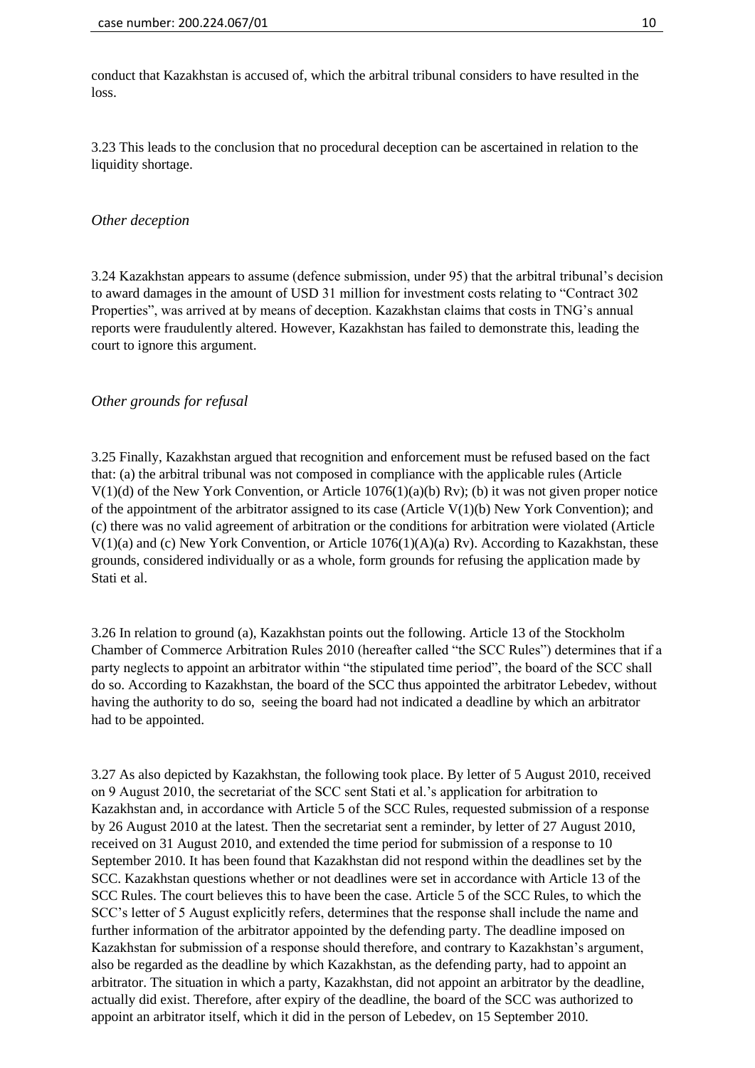conduct that Kazakhstan is accused of, which the arbitral tribunal considers to have resulted in the loss.

3.23 This leads to the conclusion that no procedural deception can be ascertained in relation to the liquidity shortage.

*Other deception*

3.24 Kazakhstan appears to assume (defence submission, under 95) that the arbitral tribunal's decision to award damages in the amount of USD 31 million for investment costs relating to "Contract 302 Properties", was arrived at by means of deception. Kazakhstan claims that costs in TNG's annual reports were fraudulently altered. However, Kazakhstan has failed to demonstrate this, leading the court to ignore this argument.

*Other grounds for refusal*

3.25 Finally, Kazakhstan argued that recognition and enforcement must be refused based on the fact that: (a) the arbitral tribunal was not composed in compliance with the applicable rules (Article V(1)(d) of the New York Convention, or Article 1076(1)(a)(b) Rv); (b) it was not given proper notice of the appointment of the arbitrator assigned to its case (Article V(1)(b) New York Convention); and (c) there was no valid agreement of arbitration or the conditions for arbitration were violated (Article V(1)(a) and (c) New York Convention, or Article 1076(1)(A)(a) Rv). According to Kazakhstan, these grounds, considered individually or as a whole, form grounds for refusing the application made by Stati et al.

3.26 In relation to ground (a), Kazakhstan points out the following. Article 13 of the Stockholm Chamber of Commerce Arbitration Rules 2010 (hereafter called "the SCC Rules") determines that if a party neglects to appoint an arbitrator within "the stipulated time period", the board of the SCC shall do so. According to Kazakhstan, the board of the SCC thus appointed the arbitrator Lebedev, without having the authority to do so, seeing the board had not indicated a deadline by which an arbitrator had to be appointed.

3.27 As also depicted by Kazakhstan, the following took place. By letter of 5 August 2010, received on 9 August 2010, the secretariat of the SCC sent Stati et al.'s application for arbitration to Kazakhstan and, in accordance with Article 5 of the SCC Rules, requested submission of a response by 26 August 2010 at the latest. Then the secretariat sent a reminder, by letter of 27 August 2010, received on 31 August 2010, and extended the time period for submission of a response to 10 September 2010. It has been found that Kazakhstan did not respond within the deadlines set by the SCC. Kazakhstan questions whether or not deadlines were set in accordance with Article 13 of the SCC Rules. The court believes this to have been the case. Article 5 of the SCC Rules, to which the SCC's letter of 5 August explicitly refers, determines that the response shall include the name and further information of the arbitrator appointed by the defending party. The deadline imposed on Kazakhstan for submission of a response should therefore, and contrary to Kazakhstan's argument, also be regarded as the deadline by which Kazakhstan, as the defending party, had to appoint an arbitrator. The situation in which a party, Kazakhstan, did not appoint an arbitrator by the deadline, actually did exist. Therefore, after expiry of the deadline, the board of the SCC was authorized to appoint an arbitrator itself, which it did in the person of Lebedev, on 15 September 2010.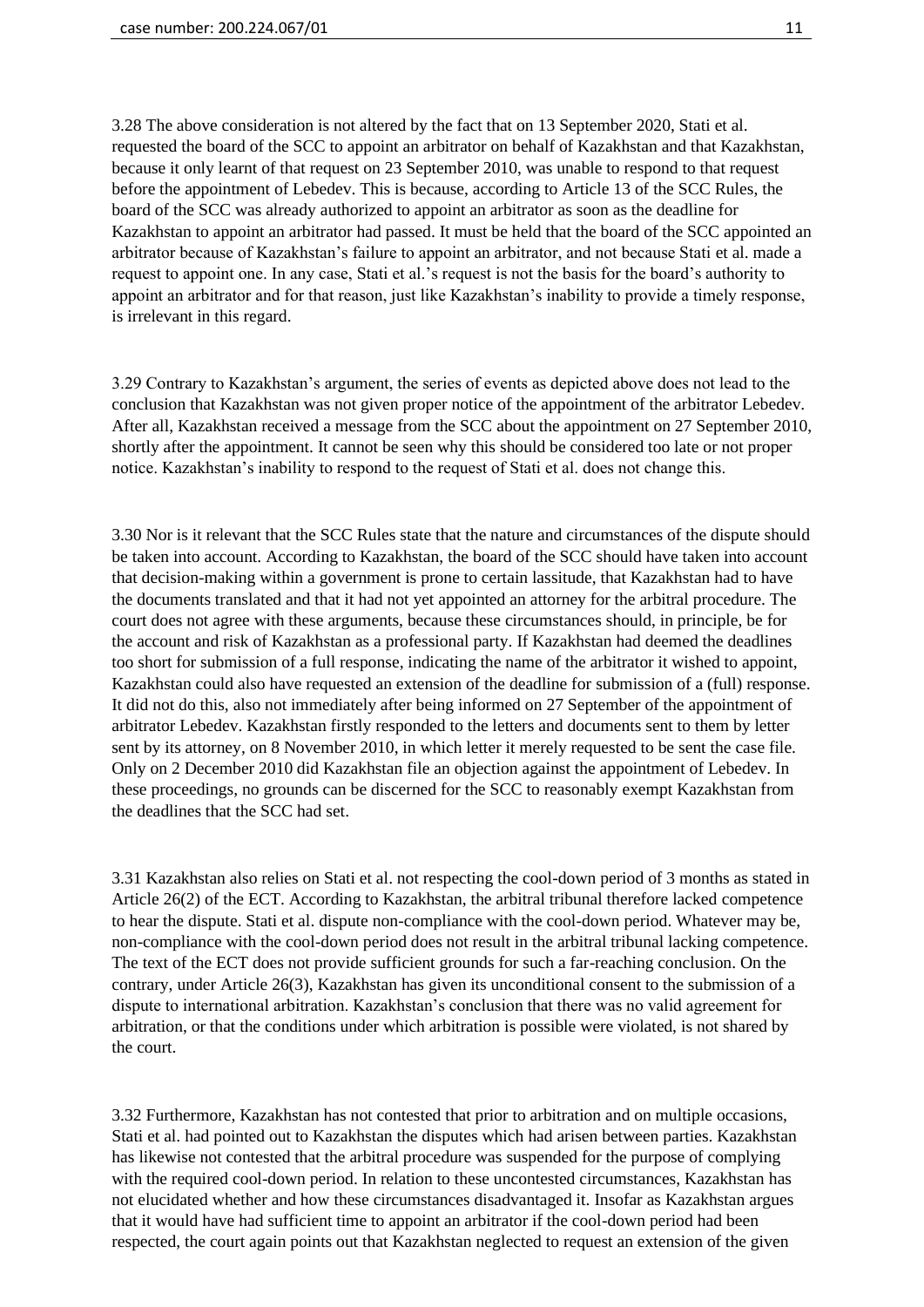3.28 The above consideration is not altered by the fact that on 13 September 2020, Stati et al. requested the board of the SCC to appoint an arbitrator on behalf of Kazakhstan and that Kazakhstan, because it only learnt of that request on 23 September 2010, was unable to respond to that request before the appointment of Lebedev. This is because, according to Article 13 of the SCC Rules, the board of the SCC was already authorized to appoint an arbitrator as soon as the deadline for Kazakhstan to appoint an arbitrator had passed. It must be held that the board of the SCC appointed an arbitrator because of Kazakhstan's failure to appoint an arbitrator, and not because Stati et al. made a request to appoint one. In any case, Stati et al.'s request is not the basis for the board's authority to appoint an arbitrator and for that reason, just like Kazakhstan's inability to provide a timely response, is irrelevant in this regard.

3.29 Contrary to Kazakhstan's argument, the series of events as depicted above does not lead to the conclusion that Kazakhstan was not given proper notice of the appointment of the arbitrator Lebedev. After all, Kazakhstan received a message from the SCC about the appointment on 27 September 2010, shortly after the appointment. It cannot be seen why this should be considered too late or not proper notice. Kazakhstan's inability to respond to the request of Stati et al. does not change this.

3.30 Nor is it relevant that the SCC Rules state that the nature and circumstances of the dispute should be taken into account. According to Kazakhstan, the board of the SCC should have taken into account that decision-making within a government is prone to certain lassitude, that Kazakhstan had to have the documents translated and that it had not yet appointed an attorney for the arbitral procedure. The court does not agree with these arguments, because these circumstances should, in principle, be for the account and risk of Kazakhstan as a professional party. If Kazakhstan had deemed the deadlines too short for submission of a full response, indicating the name of the arbitrator it wished to appoint, Kazakhstan could also have requested an extension of the deadline for submission of a (full) response. It did not do this, also not immediately after being informed on 27 September of the appointment of arbitrator Lebedev. Kazakhstan firstly responded to the letters and documents sent to them by letter sent by its attorney, on 8 November 2010, in which letter it merely requested to be sent the case file. Only on 2 December 2010 did Kazakhstan file an objection against the appointment of Lebedev. In these proceedings, no grounds can be discerned for the SCC to reasonably exempt Kazakhstan from the deadlines that the SCC had set.

3.31 Kazakhstan also relies on Stati et al. not respecting the cool-down period of 3 months as stated in Article 26(2) of the ECT. According to Kazakhstan, the arbitral tribunal therefore lacked competence to hear the dispute. Stati et al. dispute non-compliance with the cool-down period. Whatever may be, non-compliance with the cool-down period does not result in the arbitral tribunal lacking competence. The text of the ECT does not provide sufficient grounds for such a far-reaching conclusion. On the contrary, under Article 26(3), Kazakhstan has given its unconditional consent to the submission of a dispute to international arbitration. Kazakhstan's conclusion that there was no valid agreement for arbitration, or that the conditions under which arbitration is possible were violated, is not shared by the court.

3.32 Furthermore, Kazakhstan has not contested that prior to arbitration and on multiple occasions, Stati et al. had pointed out to Kazakhstan the disputes which had arisen between parties. Kazakhstan has likewise not contested that the arbitral procedure was suspended for the purpose of complying with the required cool-down period. In relation to these uncontested circumstances, Kazakhstan has not elucidated whether and how these circumstances disadvantaged it. Insofar as Kazakhstan argues that it would have had sufficient time to appoint an arbitrator if the cool-down period had been respected, the court again points out that Kazakhstan neglected to request an extension of the given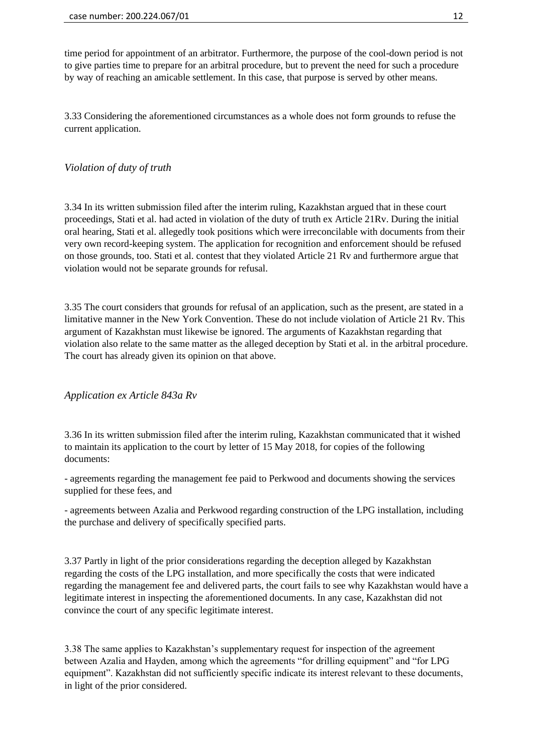time period for appointment of an arbitrator. Furthermore, the purpose of the cool-down period is not to give parties time to prepare for an arbitral procedure, but to prevent the need for such a procedure by way of reaching an amicable settlement. In this case, that purpose is served by other means.

3.33 Considering the aforementioned circumstances as a whole does not form grounds to refuse the current application.

*Violation of duty of truth*

3.34 In its written submission filed after the interim ruling, Kazakhstan argued that in these court proceedings, Stati et al. had acted in violation of the duty of truth ex Article 21Rv. During the initial oral hearing, Stati et al. allegedly took positions which were irreconcilable with documents from their very own record-keeping system. The application for recognition and enforcement should be refused on those grounds, too. Stati et al. contest that they violated Article 21 Rv and furthermore argue that violation would not be separate grounds for refusal.

3.35 The court considers that grounds for refusal of an application, such as the present, are stated in a limitative manner in the New York Convention. These do not include violation of Article 21 Rv. This argument of Kazakhstan must likewise be ignored. The arguments of Kazakhstan regarding that violation also relate to the same matter as the alleged deception by Stati et al. in the arbitral procedure. The court has already given its opinion on that above.

*Application ex Article 843a Rv*

3.36 In its written submission filed after the interim ruling, Kazakhstan communicated that it wished to maintain its application to the court by letter of 15 May 2018, for copies of the following documents:

- agreements regarding the management fee paid to Perkwood and documents showing the services supplied for these fees, and

- agreements between Azalia and Perkwood regarding construction of the LPG installation, including the purchase and delivery of specifically specified parts.

3.37 Partly in light of the prior considerations regarding the deception alleged by Kazakhstan regarding the costs of the LPG installation, and more specifically the costs that were indicated regarding the management fee and delivered parts, the court fails to see why Kazakhstan would have a legitimate interest in inspecting the aforementioned documents. In any case, Kazakhstan did not convince the court of any specific legitimate interest.

3.38 The same applies to Kazakhstan's supplementary request for inspection of the agreement between Azalia and Hayden, among which the agreements "for drilling equipment" and "for LPG equipment". Kazakhstan did not sufficiently specific indicate its interest relevant to these documents, in light of the prior considered.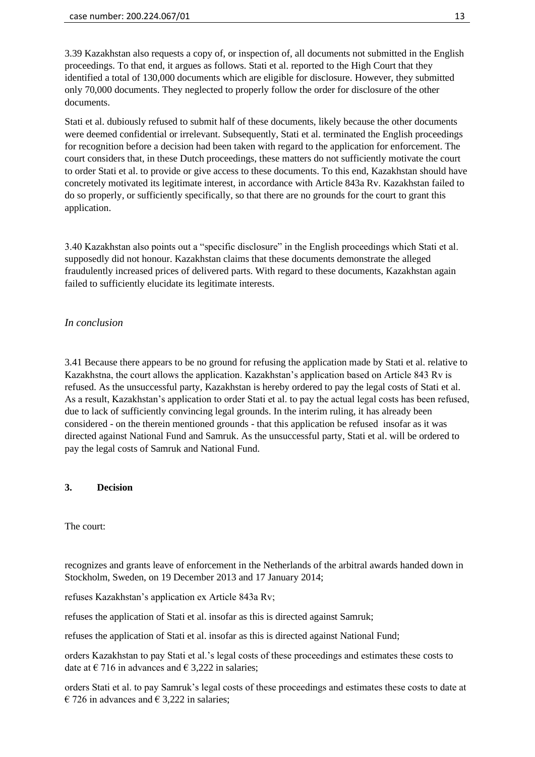3.39 Kazakhstan also requests a copy of, or inspection of, all documents not submitted in the English proceedings. To that end, it argues as follows. Stati et al. reported to the High Court that they identified a total of 130,000 documents which are eligible for disclosure. However, they submitted only 70,000 documents. They neglected to properly follow the order for disclosure of the other documents.

Stati et al. dubiously refused to submit half of these documents, likely because the other documents were deemed confidential or irrelevant. Subsequently, Stati et al. terminated the English proceedings for recognition before a decision had been taken with regard to the application for enforcement. The court considers that, in these Dutch proceedings, these matters do not sufficiently motivate the court to order Stati et al. to provide or give access to these documents. To this end, Kazakhstan should have concretely motivated its legitimate interest, in accordance with Article 843a Rv. Kazakhstan failed to do so properly, or sufficiently specifically, so that there are no grounds for the court to grant this application.

3.40 Kazakhstan also points out a "specific disclosure" in the English proceedings which Stati et al. supposedly did not honour. Kazakhstan claims that these documents demonstrate the alleged fraudulently increased prices of delivered parts. With regard to these documents, Kazakhstan again failed to sufficiently elucidate its legitimate interests.

*In conclusion*

3.41 Because there appears to be no ground for refusing the application made by Stati et al. relative to Kazakhstna, the court allows the application. Kazakhstan's application based on Article 843 Rv is refused. As the unsuccessful party, Kazakhstan is hereby ordered to pay the legal costs of Stati et al. As a result, Kazakhstan's application to order Stati et al. to pay the actual legal costs has been refused, due to lack of sufficiently convincing legal grounds. In the interim ruling, it has already been considered - on the therein mentioned grounds - that this application be refused insofar as it was directed against National Fund and Samruk. As the unsuccessful party, Stati et al. will be ordered to pay the legal costs of Samruk and National Fund.

## 3. Decision

The court:

recognizes and grants leave of enforcement in the Netherlands of the arbitral awards handed down in Stockholm, Sweden, on 19 December 2013 and 17 January 2014;

refuses Kazakhstan's application ex Article 843a Rv;

refuses the application of Stati et al. insofar as this is directed against Samruk;

refuses the application of Stati et al. insofar as this is directed against National Fund;

orders Kazakhstan to pay Stati et al.'s legal costs of these proceedings and estimates these costs to date at € 716 in advances and € 3,222 in salaries;

orders Stati et al. to pay Samruk's legal costs of these proceedings and estimates these costs to date at € 726 in advances and € 3,222 in salaries;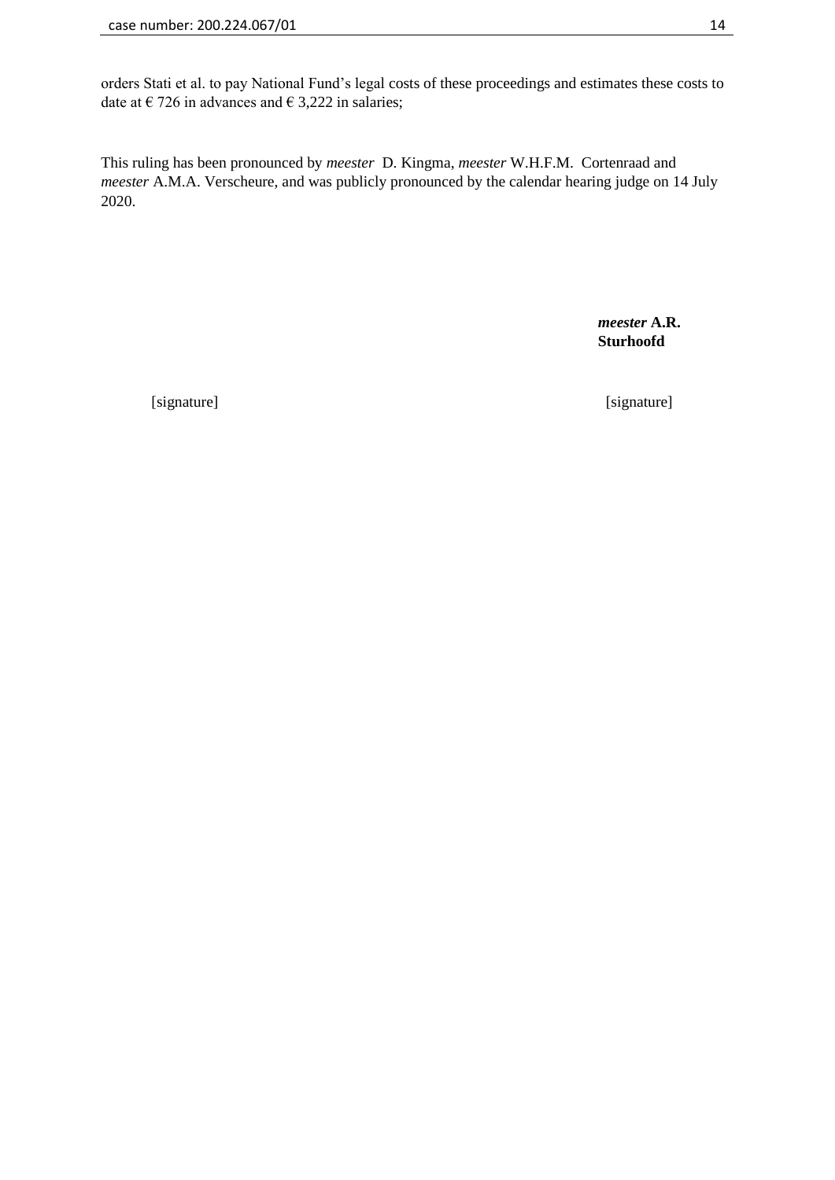orders Stati et al. to pay National Fund's legal costs of these proceedings and estimates these costs to date at € 726 in advances and € 3,222 in salaries;

This ruling has been pronounced by *meester* D. Kingma, *meester* W.H.F.M. Cortenraad and *meester* A.M.A. Verscheure, and was publicly pronounced by the calendar hearing judge on 14 July 2020.

***meester* A.R. Sturhoofd**

[signature] [signature]